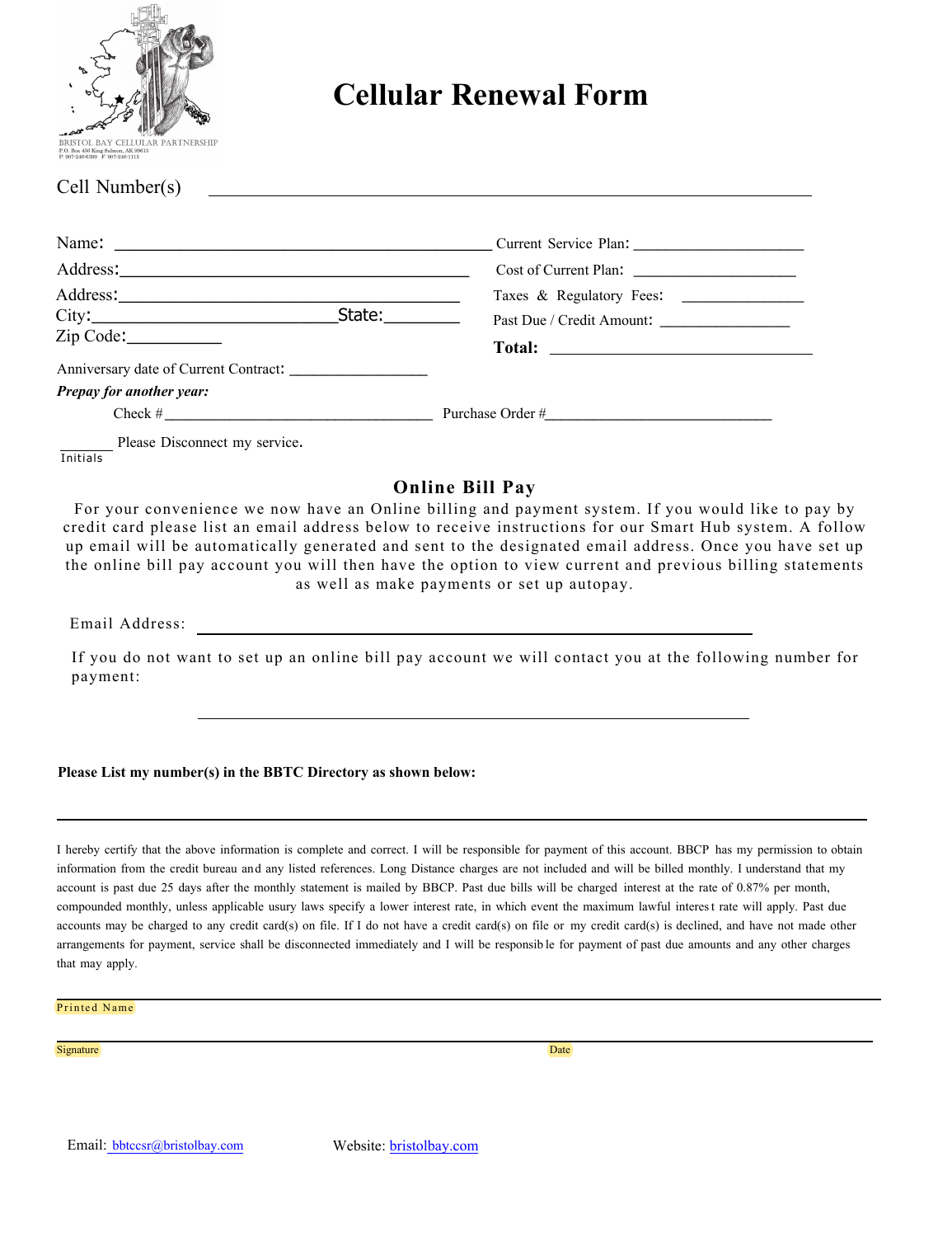BRISTOL BAY CELLULAR PARTNERSHIP
P.O. Box 450 King Salmon, AK 99613
P: 907-246-6399 F: 907-246-1115

# Cellular Renewal Form

Cell Number(s) ______________________________________________

Name: ____________________________________ Current Service Plan: ____________________

Address: __________________________________ Cost of Current Plan: ____________________

Address: __________________________________ Taxes & Regulatory Fees: ______________

City: ________________________ State: ________ Past Due / Credit Amount: ______________

Zip Code: __________ **Total:** ______________________________

Anniversary date of Current Contract: ________________

***Prepay for another year:***

Check # ________________________________ Purchase Order # ____________________________

_______ Please Disconnect my service.
Initials

## Online Bill Pay

For your convenience we now have an Online billing and payment system. If you would like to pay by credit card please list an email address below to receive instructions for our Smart Hub system. A follow up email will be automatically generated and sent to the designated email address. Once you have set up the online bill pay account you will then have the option to view current and previous billing statements as well as make payments or set up autopay.

Email Address: ____________________________________________________________

If you do not want to set up an online bill pay account we will contact you at the following number for payment:

____________________________________________________________

**Please List my number(s) in the BBTC Directory as shown below:**

____________________________________________________________

I hereby certify that the above information is complete and correct. I will be responsible for payment of this account. BBCP has my permission to obtain information from the credit bureau and any listed references. Long Distance charges are not included and will be billed monthly. I understand that my account is past due 25 days after the monthly statement is mailed by BBCP. Past due bills will be charged interest at the rate of 0.87% per month, compounded monthly, unless applicable usury laws specify a lower interest rate, in which event the maximum lawful interest rate will apply. Past due accounts may be charged to any credit card(s) on file. If I do not have a credit card(s) on file or my credit card(s) is declined, and have not made other arrangements for payment, service shall be disconnected immediately and I will be responsible for payment of past due amounts and any other charges that may apply.

____________________________________________________________
Printed Name

____________________________________________________________
Signature Date

Email: bbtccsr@bristolbay.com Website: bristolbay.com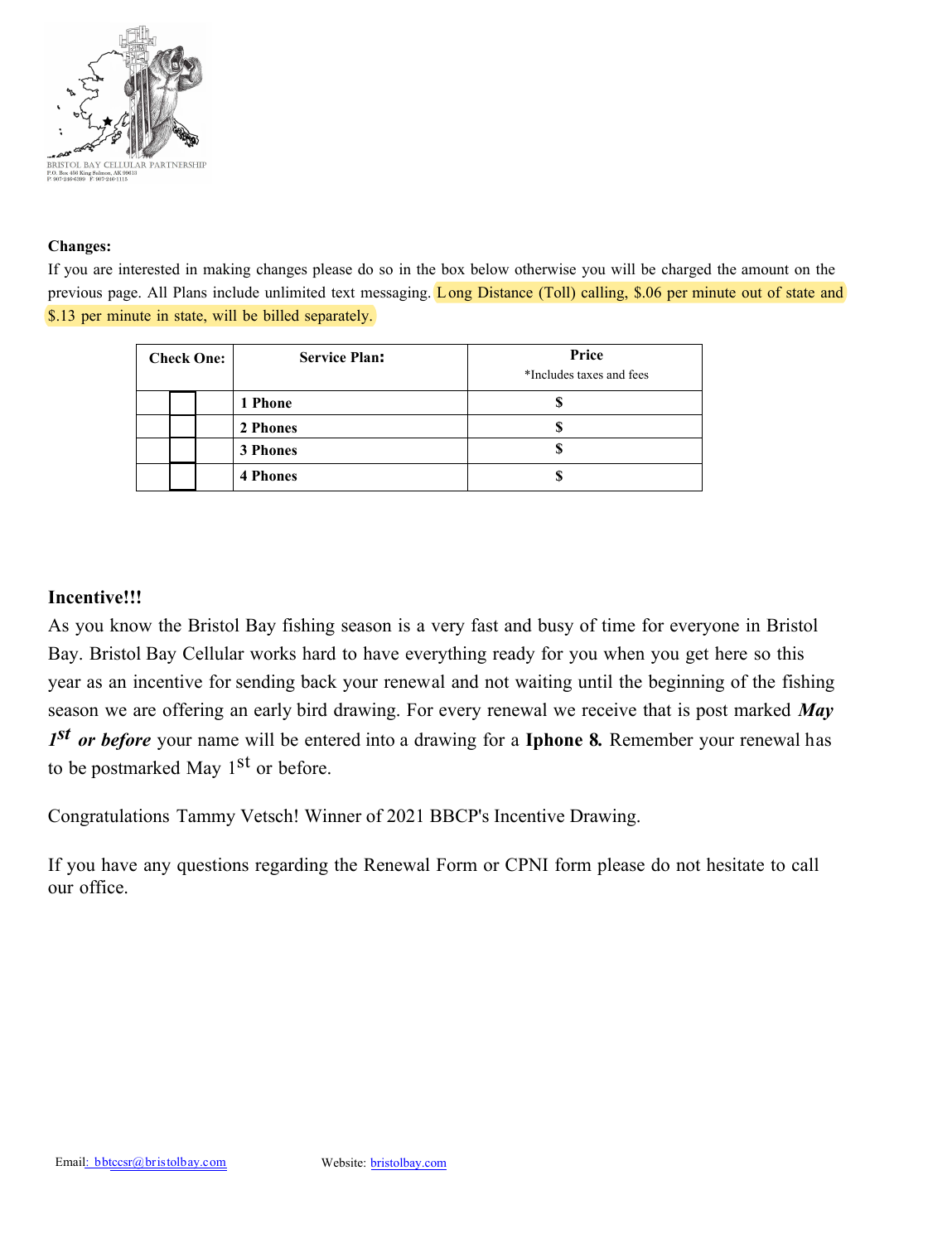BRISTOL BAY CELLULAR PARTNERSHIP
P.O. Box 450 King Salmon, AK 99613
P: 907-246-6399 F: 907-246-1115

**Changes:**

If you are interested in making changes please do so in the box below otherwise you will be charged the amount on the previous page. All Plans include unlimited text messaging. Long Distance (Toll) calling, $.06 per minute out of state and $.13 per minute in state, will be billed separately.

| Check One: | Service Plan: | Price<br>*Includes taxes and fees |
|---|---|---|
| ☐ | **1 Phone** | **$** |
| ☐ | **2 Phones** | **$** |
| ☐ | **3 Phones** | **$** |
| ☐ | **4 Phones** | **$** |

**Incentive!!!**

As you know the Bristol Bay fishing season is a very fast and busy of time for everyone in Bristol Bay. Bristol Bay Cellular works hard to have everything ready for you when you get here so this year as an incentive for sending back your renewal and not waiting until the beginning of the fishing season we are offering an early bird drawing. For every renewal we receive that is post marked ***May 1st or before*** your name will be entered into a drawing for a **Iphone 8.** Remember your renewal has to be postmarked May 1st or before.

Congratulations Tammy Vetsch! Winner of 2021 BBCP's Incentive Drawing.

If you have any questions regarding the Renewal Form or CPNI form please do not hesitate to call our office.

Email: bbtccsr@bristolbay.com Website: bristolbay.com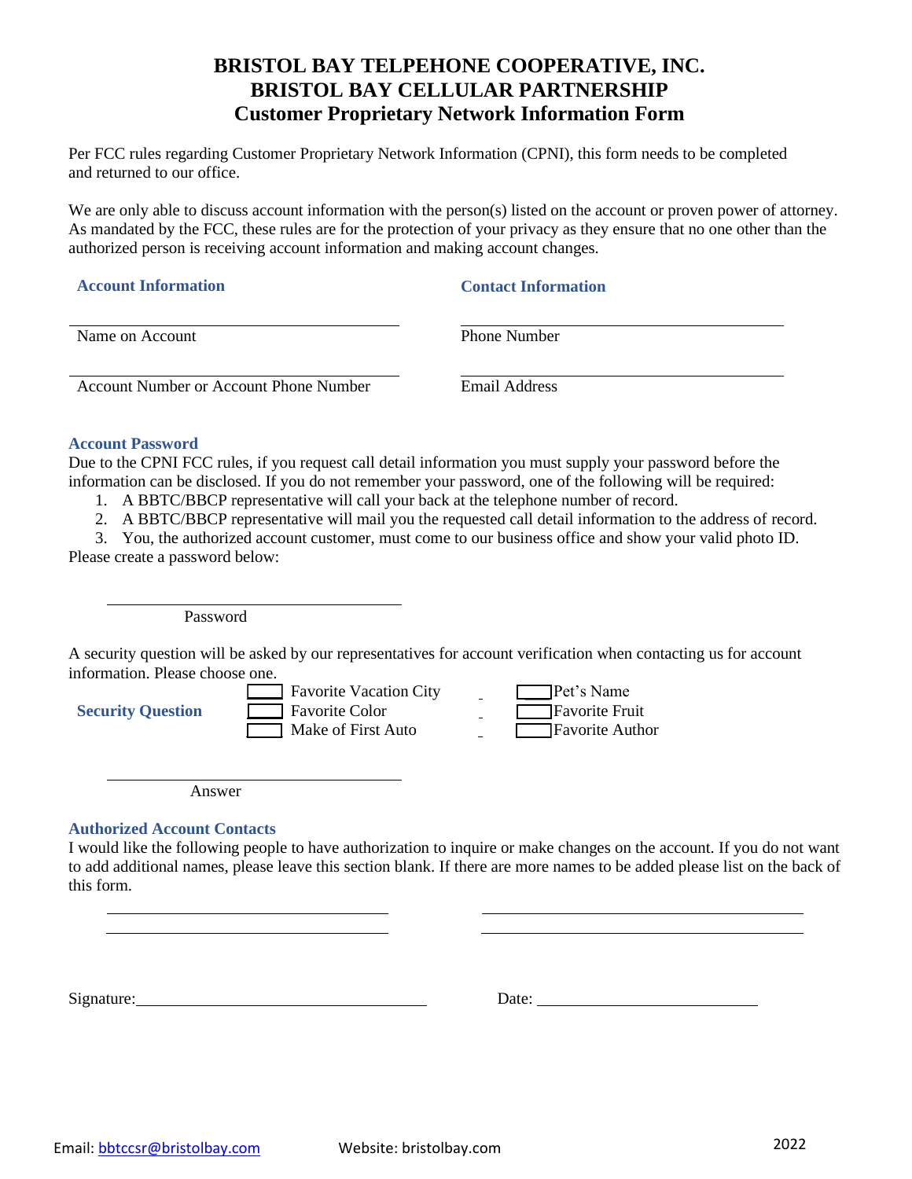# BRISTOL BAY TELPEHONE COOPERATIVE, INC.
# BRISTOL BAY CELLULAR PARTNERSHIP
# Customer Proprietary Network Information Form

Per FCC rules regarding Customer Proprietary Network Information (CPNI), this form needs to be completed and returned to our office.

We are only able to discuss account information with the person(s) listed on the account or proven power of attorney. As mandated by the FCC, these rules are for the protection of your privacy as they ensure that no one other than the authorized person is receiving account information and making account changes.

**Account Information**

______________________________
Name on Account

______________________________
Account Number or Account Phone Number

**Contact Information**

______________________________
Phone Number

______________________________
Email Address

**Account Password**

Due to the CPNI FCC rules, if you request call detail information you must supply your password before the information can be disclosed. If you do not remember your password, one of the following will be required:

1. A BBTC/BBCP representative will call your back at the telephone number of record.
2. A BBTC/BBCP representative will mail you the requested call detail information to the address of record.
3. You, the authorized account customer, must come to our business office and show your valid photo ID.

Please create a password below:

______________________________
Password

A security question will be asked by our representatives for account verification when contacting us for account information. Please choose one.

**Security Question**

- ☐ Favorite Vacation City
- ☐ Favorite Color
- ☐ Make of First Auto
- ☐ Pet's Name
- ☐ Favorite Fruit
- ☐ Favorite Author

______________________________
Answer

**Authorized Account Contacts**

I would like the following people to have authorization to inquire or make changes on the account. If you do not want to add additional names, please leave this section blank. If there are more names to be added please list on the back of this form.

______________________________ ______________________________
______________________________ ______________________________

Signature: ______________________________ Date: ______________________________

Email: bbtccsr@bristolbay.com Website: bristolbay.com 2022